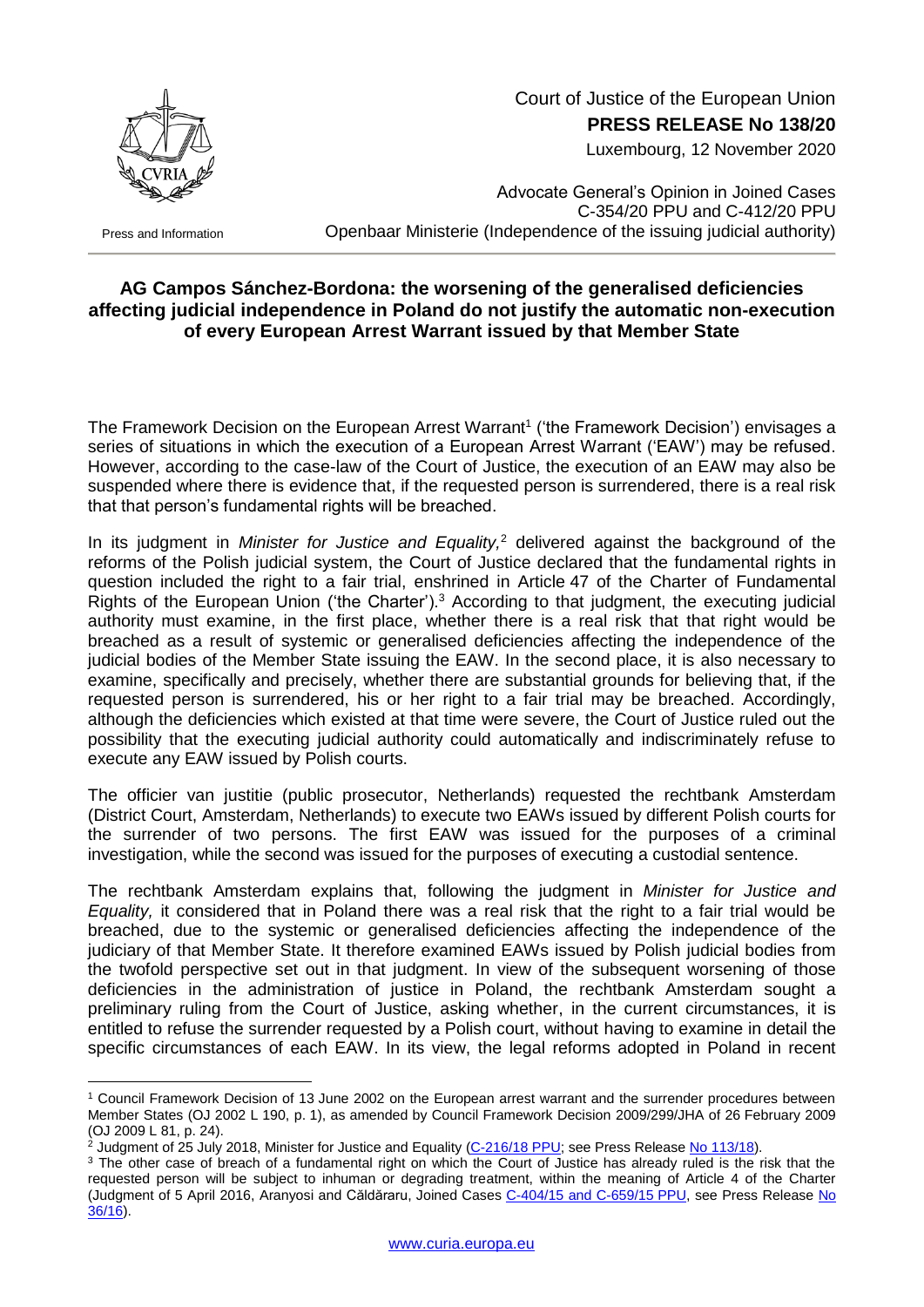Court of Justice of the European Union
**PRESS RELEASE No 138/20**
Luxembourg, 12 November 2020

Press and Information

Advocate General's Opinion in Joined Cases C-354/20 PPU and C-412/20 PPU
Openbaar Ministerie (Independence of the issuing judicial authority)

## AG Campos Sánchez-Bordona: the worsening of the generalised deficiencies affecting judicial independence in Poland do not justify the automatic non-execution of every European Arrest Warrant issued by that Member State

The Framework Decision on the European Arrest Warrant[1] ('the Framework Decision') envisages a series of situations in which the execution of a European Arrest Warrant ('EAW') may be refused. However, according to the case-law of the Court of Justice, the execution of an EAW may also be suspended where there is evidence that, if the requested person is surrendered, there is a real risk that that person's fundamental rights will be breached.

In its judgment in *Minister for Justice and Equality,*[2] delivered against the background of the reforms of the Polish judicial system, the Court of Justice declared that the fundamental rights in question included the right to a fair trial, enshrined in Article 47 of the Charter of Fundamental Rights of the European Union ('the Charter').[3] According to that judgment, the executing judicial authority must examine, in the first place, whether there is a real risk that that right would be breached as a result of systemic or generalised deficiencies affecting the independence of the judicial bodies of the Member State issuing the EAW. In the second place, it is also necessary to examine, specifically and precisely, whether there are substantial grounds for believing that, if the requested person is surrendered, his or her right to a fair trial may be breached. Accordingly, although the deficiencies which existed at that time were severe, the Court of Justice ruled out the possibility that the executing judicial authority could automatically and indiscriminately refuse to execute any EAW issued by Polish courts.

The officier van justitie (public prosecutor, Netherlands) requested the rechtbank Amsterdam (District Court, Amsterdam, Netherlands) to execute two EAWs issued by different Polish courts for the surrender of two persons. The first EAW was issued for the purposes of a criminal investigation, while the second was issued for the purposes of executing a custodial sentence.

The rechtbank Amsterdam explains that, following the judgment in *Minister for Justice and Equality,* it considered that in Poland there was a real risk that the right to a fair trial would be breached, due to the systemic or generalised deficiencies affecting the independence of the judiciary of that Member State. It therefore examined EAWs issued by Polish judicial bodies from the twofold perspective set out in that judgment. In view of the subsequent worsening of those deficiencies in the administration of justice in Poland, the rechtbank Amsterdam sought a preliminary ruling from the Court of Justice, asking whether, in the current circumstances, it is entitled to refuse the surrender requested by a Polish court, without having to examine in detail the specific circumstances of each EAW. In its view, the legal reforms adopted in Poland in recent

---

[1] Council Framework Decision of 13 June 2002 on the European arrest warrant and the surrender procedures between Member States (OJ 2002 L 190, p. 1), as amended by Council Framework Decision 2009/299/JHA of 26 February 2009 (OJ 2009 L 81, p. 24).

[2] Judgment of 25 July 2018, Minister for Justice and Equality (C-216/18 PPU; see Press Release No 113/18).

[3] The other case of breach of a fundamental right on which the Court of Justice has already ruled is the risk that the requested person will be subject to inhuman or degrading treatment, within the meaning of Article 4 of the Charter (Judgment of 5 April 2016, Aranyosi and Căldăraru, Joined Cases C-404/15 and C-659/15 PPU, see Press Release No 36/16).

www.curia.europa.eu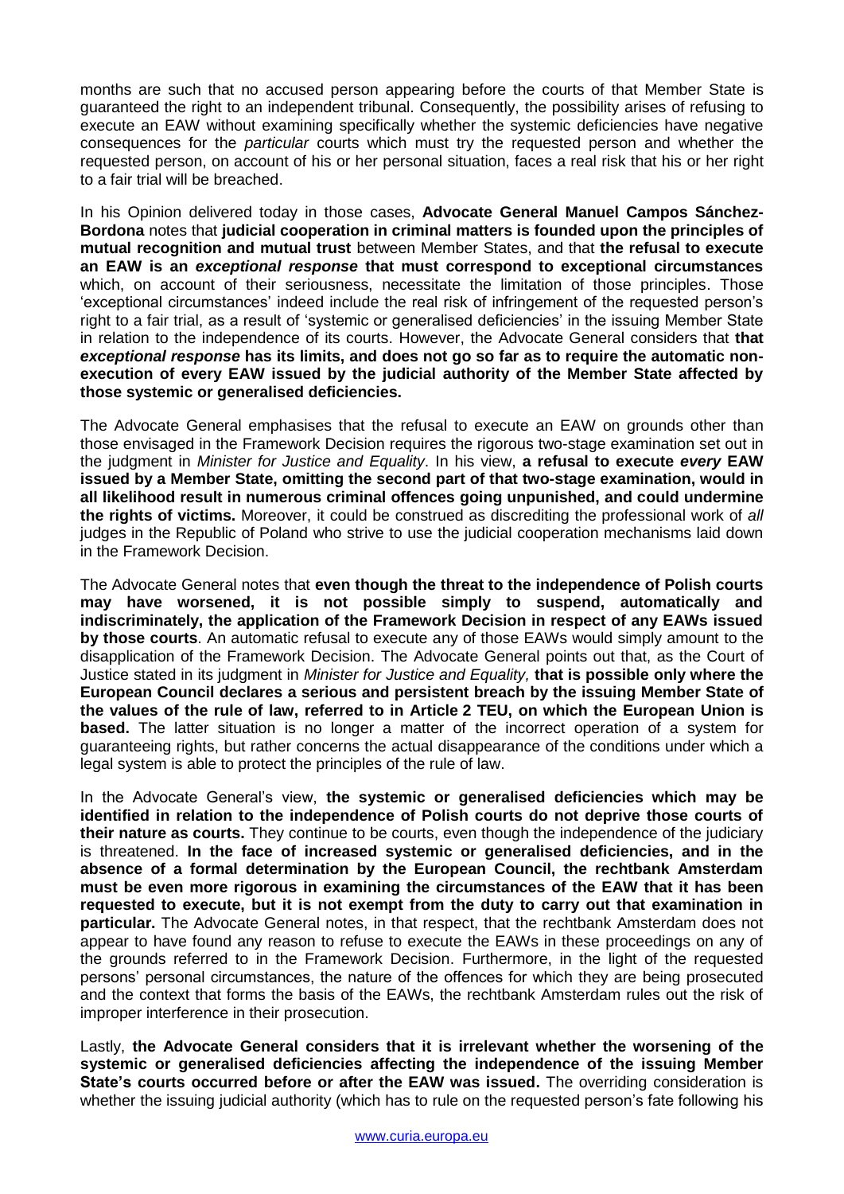months are such that no accused person appearing before the courts of that Member State is guaranteed the right to an independent tribunal. Consequently, the possibility arises of refusing to execute an EAW without examining specifically whether the systemic deficiencies have negative consequences for the *particular* courts which must try the requested person and whether the requested person, on account of his or her personal situation, faces a real risk that his or her right to a fair trial will be breached.

In his Opinion delivered today in those cases, **Advocate General Manuel Campos Sánchez-Bordona** notes that **judicial cooperation in criminal matters is founded upon the principles of mutual recognition and mutual trust** between Member States, and that **the refusal to execute an EAW is an *exceptional response* that must correspond to exceptional circumstances** which, on account of their seriousness, necessitate the limitation of those principles. Those 'exceptional circumstances' indeed include the real risk of infringement of the requested person's right to a fair trial, as a result of 'systemic or generalised deficiencies' in the issuing Member State in relation to the independence of its courts. However, the Advocate General considers that **that *exceptional response* has its limits, and does not go so far as to require the automatic non-execution of every EAW issued by the judicial authority of the Member State affected by those systemic or generalised deficiencies.**

The Advocate General emphasises that the refusal to execute an EAW on grounds other than those envisaged in the Framework Decision requires the rigorous two-stage examination set out in the judgment in *Minister for Justice and Equality*. In his view, **a refusal to execute *every* EAW issued by a Member State, omitting the second part of that two-stage examination, would in all likelihood result in numerous criminal offences going unpunished, and could undermine the rights of victims.** Moreover, it could be construed as discrediting the professional work of *all* judges in the Republic of Poland who strive to use the judicial cooperation mechanisms laid down in the Framework Decision.

The Advocate General notes that **even though the threat to the independence of Polish courts may have worsened, it is not possible simply to suspend, automatically and indiscriminately, the application of the Framework Decision in respect of any EAWs issued by those courts**. An automatic refusal to execute any of those EAWs would simply amount to the disapplication of the Framework Decision. The Advocate General points out that, as the Court of Justice stated in its judgment in *Minister for Justice and Equality,* **that is possible only where the European Council declares a serious and persistent breach by the issuing Member State of the values of the rule of law, referred to in Article 2 TEU, on which the European Union is based.** The latter situation is no longer a matter of the incorrect operation of a system for guaranteeing rights, but rather concerns the actual disappearance of the conditions under which a legal system is able to protect the principles of the rule of law.

In the Advocate General's view, **the systemic or generalised deficiencies which may be identified in relation to the independence of Polish courts do not deprive those courts of their nature as courts.** They continue to be courts, even though the independence of the judiciary is threatened. **In the face of increased systemic or generalised deficiencies, and in the absence of a formal determination by the European Council, the rechtbank Amsterdam must be even more rigorous in examining the circumstances of the EAW that it has been requested to execute, but it is not exempt from the duty to carry out that examination in particular.** The Advocate General notes, in that respect, that the rechtbank Amsterdam does not appear to have found any reason to refuse to execute the EAWs in these proceedings on any of the grounds referred to in the Framework Decision. Furthermore, in the light of the requested persons' personal circumstances, the nature of the offences for which they are being prosecuted and the context that forms the basis of the EAWs, the rechtbank Amsterdam rules out the risk of improper interference in their prosecution.

Lastly, **the Advocate General considers that it is irrelevant whether the worsening of the systemic or generalised deficiencies affecting the independence of the issuing Member State's courts occurred before or after the EAW was issued.** The overriding consideration is whether the issuing judicial authority (which has to rule on the requested person's fate following his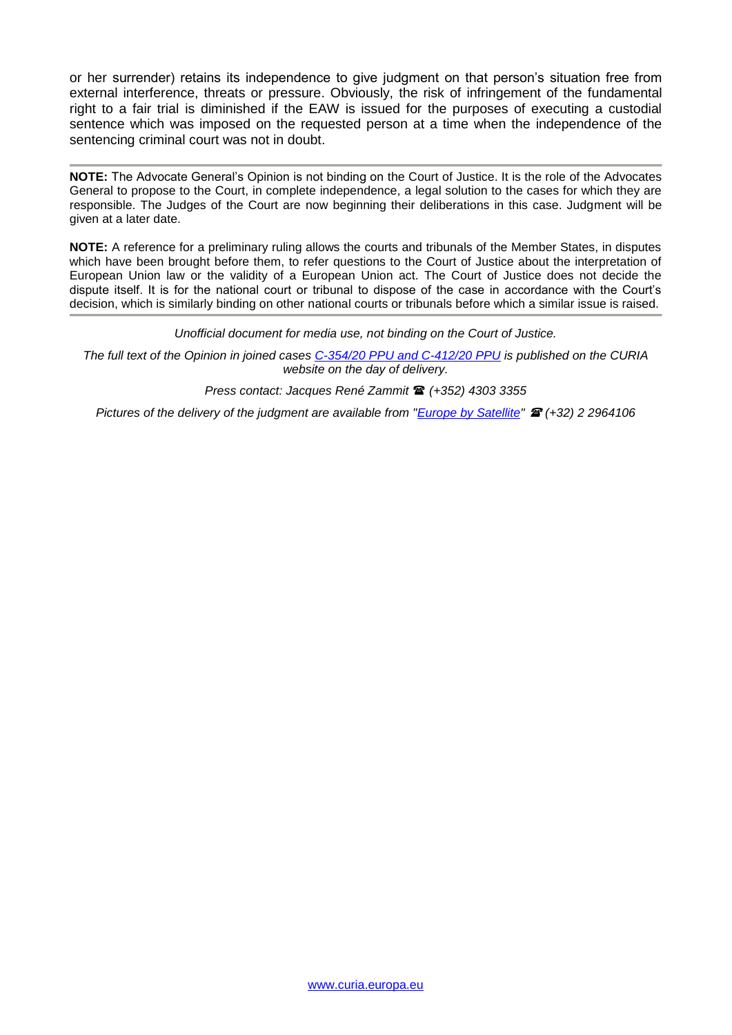or her surrender) retains its independence to give judgment on that person's situation free from external interference, threats or pressure. Obviously, the risk of infringement of the fundamental right to a fair trial is diminished if the EAW is issued for the purposes of executing a custodial sentence which was imposed on the requested person at a time when the independence of the sentencing criminal court was not in doubt.

---

**NOTE:** The Advocate General's Opinion is not binding on the Court of Justice. It is the role of the Advocates General to propose to the Court, in complete independence, a legal solution to the cases for which they are responsible. The Judges of the Court are now beginning their deliberations in this case. Judgment will be given at a later date.

**NOTE:** A reference for a preliminary ruling allows the courts and tribunals of the Member States, in disputes which have been brought before them, to refer questions to the Court of Justice about the interpretation of European Union law or the validity of a European Union act. The Court of Justice does not decide the dispute itself. It is for the national court or tribunal to dispose of the case in accordance with the Court's decision, which is similarly binding on other national courts or tribunals before which a similar issue is raised.

---

*Unofficial document for media use, not binding on the Court of Justice.*

*The full text of the Opinion in joined cases [C-354/20 PPU and C-412/20 PPU](http://curia.europa.eu) is published on the CURIA website on the day of delivery.*

*Press contact: Jacques René Zammit ☎ (+352) 4303 3355*

*Pictures of the delivery of the judgment are available from "[Europe by Satellite](http://ec.europa.eu/avservices/ebs/schedule.cfm)" ☎ (+32) 2 2964106*

[www.curia.europa.eu](http://www.curia.europa.eu)